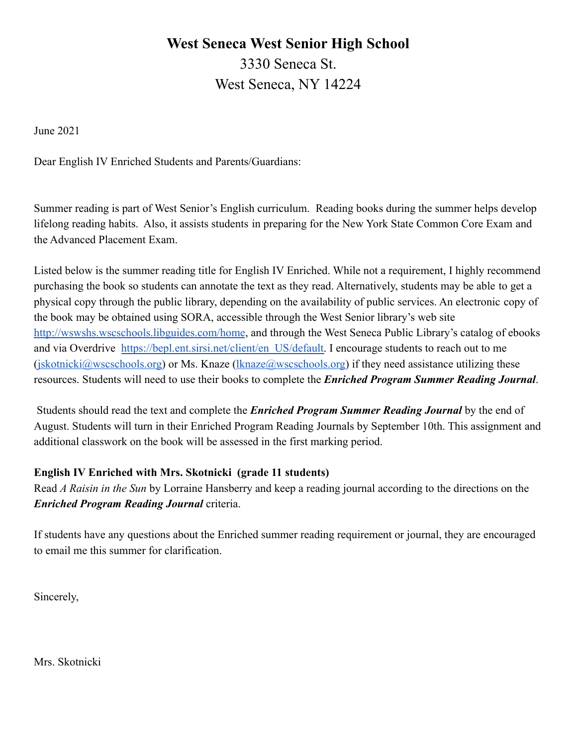# West Seneca West Senior High School

3330 Seneca St.
West Seneca, NY 14224

June 2021

Dear English IV Enriched Students and Parents/Guardians:

Summer reading is part of West Senior's English curriculum. Reading books during the summer helps develop lifelong reading habits. Also, it assists students in preparing for the New York State Common Core Exam and the Advanced Placement Exam.

Listed below is the summer reading title for English IV Enriched. While not a requirement, I highly recommend purchasing the book so students can annotate the text as they read. Alternatively, students may be able to get a physical copy through the public library, depending on the availability of public services. An electronic copy of the book may be obtained using SORA, accessible through the West Senior library's web site http://wswshs.wscschools.libguides.com/home, and through the West Seneca Public Library's catalog of ebooks and via Overdrive https://bepl.ent.sirsi.net/client/en_US/default. I encourage students to reach out to me (jskotnicki@wscschools.org) or Ms. Knaze (lknaze@wscschools.org) if they need assistance utilizing these resources. Students will need to use their books to complete the ***Enriched Program Summer Reading Journal***.

Students should read the text and complete the ***Enriched Program Summer Reading Journal*** by the end of August. Students will turn in their Enriched Program Reading Journals by September 10th. This assignment and additional classwork on the book will be assessed in the first marking period.

**English IV Enriched with Mrs. Skotnicki (grade 11 students)**
Read *A Raisin in the Sun* by Lorraine Hansberry and keep a reading journal according to the directions on the ***Enriched Program Reading Journal*** criteria.

If students have any questions about the Enriched summer reading requirement or journal, they are encouraged to email me this summer for clarification.

Sincerely,

Mrs. Skotnicki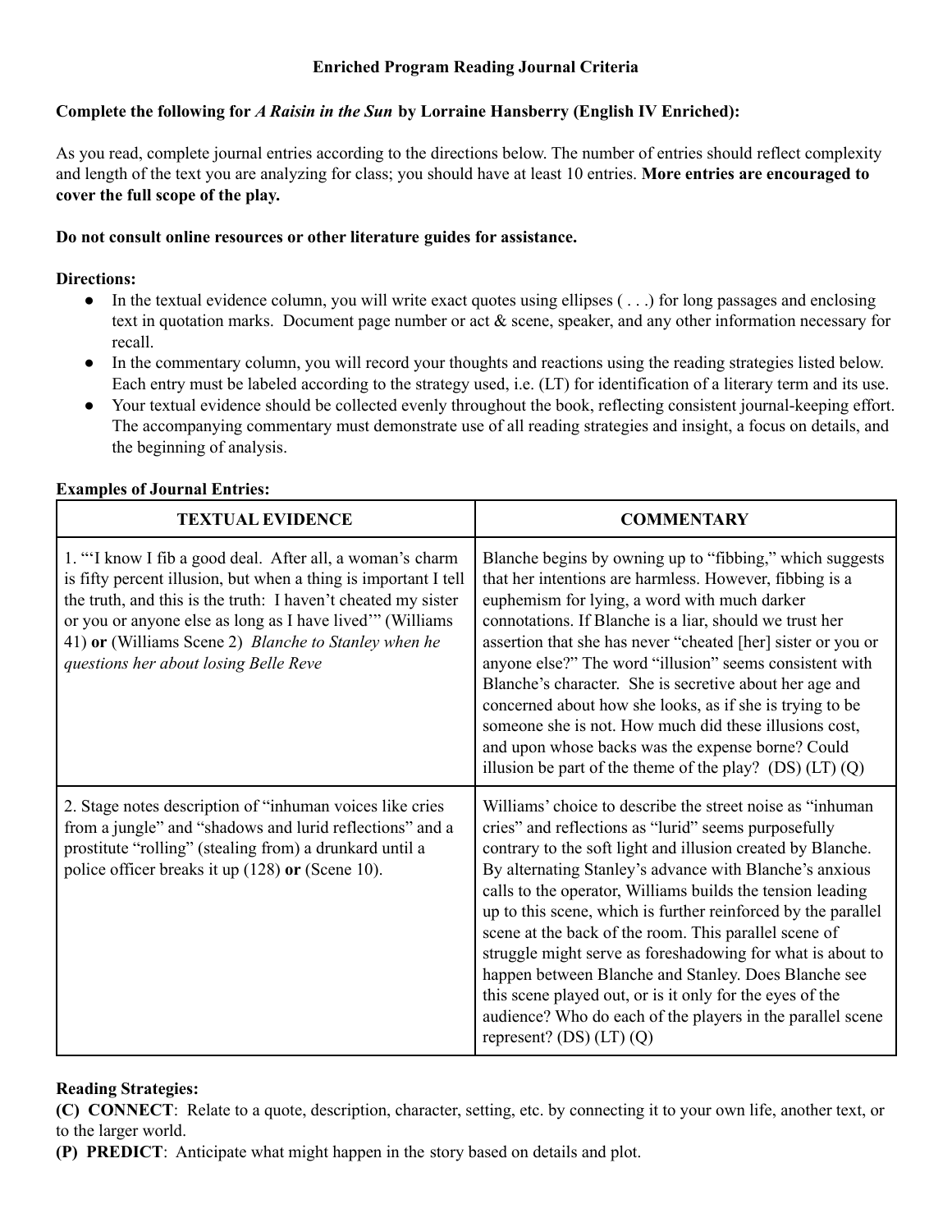**Enriched Program Reading Journal Criteria**

**Complete the following for *A Raisin in the Sun* by Lorraine Hansberry (English IV Enriched):**

As you read, complete journal entries according to the directions below. The number of entries should reflect complexity and length of the text you are analyzing for class; you should have at least 10 entries. **More entries are encouraged to cover the full scope of the play.**

**Do not consult online resources or other literature guides for assistance.**

**Directions:**

- In the textual evidence column, you will write exact quotes using ellipses ( . . .) for long passages and enclosing text in quotation marks. Document page number or act & scene, speaker, and any other information necessary for recall.
- In the commentary column, you will record your thoughts and reactions using the reading strategies listed below. Each entry must be labeled according to the strategy used, i.e. (LT) for identification of a literary term and its use.
- Your textual evidence should be collected evenly throughout the book, reflecting consistent journal-keeping effort. The accompanying commentary must demonstrate use of all reading strategies and insight, a focus on details, and the beginning of analysis.

**Examples of Journal Entries:**

| TEXTUAL EVIDENCE | COMMENTARY |
| --- | --- |
| 1. "'I know I fib a good deal. After all, a woman's charm is fifty percent illusion, but when a thing is important I tell the truth, and this is the truth: I haven't cheated my sister or you or anyone else as long as I have lived'" (Williams 41) **or** (Williams Scene 2) *Blanche to Stanley when he questions her about losing Belle Reve* | Blanche begins by owning up to "fibbing," which suggests that her intentions are harmless. However, fibbing is a euphemism for lying, a word with much darker connotations. If Blanche is a liar, should we trust her assertion that she has never "cheated [her] sister or you or anyone else?" The word "illusion" seems consistent with Blanche's character. She is secretive about her age and concerned about how she looks, as if she is trying to be someone she is not. How much did these illusions cost, and upon whose backs was the expense borne? Could illusion be part of the theme of the play? (DS) (LT) (Q) |
| 2. Stage notes description of "inhuman voices like cries from a jungle" and "shadows and lurid reflections" and a prostitute "rolling" (stealing from) a drunkard until a police officer breaks it up (128) **or** (Scene 10). | Williams' choice to describe the street noise as "inhuman cries" and reflections as "lurid" seems purposefully contrary to the soft light and illusion created by Blanche. By alternating Stanley's advance with Blanche's anxious calls to the operator, Williams builds the tension leading up to this scene, which is further reinforced by the parallel scene at the back of the room. This parallel scene of struggle might serve as foreshadowing for what is about to happen between Blanche and Stanley. Does Blanche see this scene played out, or is it only for the eyes of the audience? Who do each of the players in the parallel scene represent? (DS) (LT) (Q) |

**Reading Strategies:**

**(C) CONNECT**: Relate to a quote, description, character, setting, etc. by connecting it to your own life, another text, or to the larger world.

**(P) PREDICT**: Anticipate what might happen in the story based on details and plot.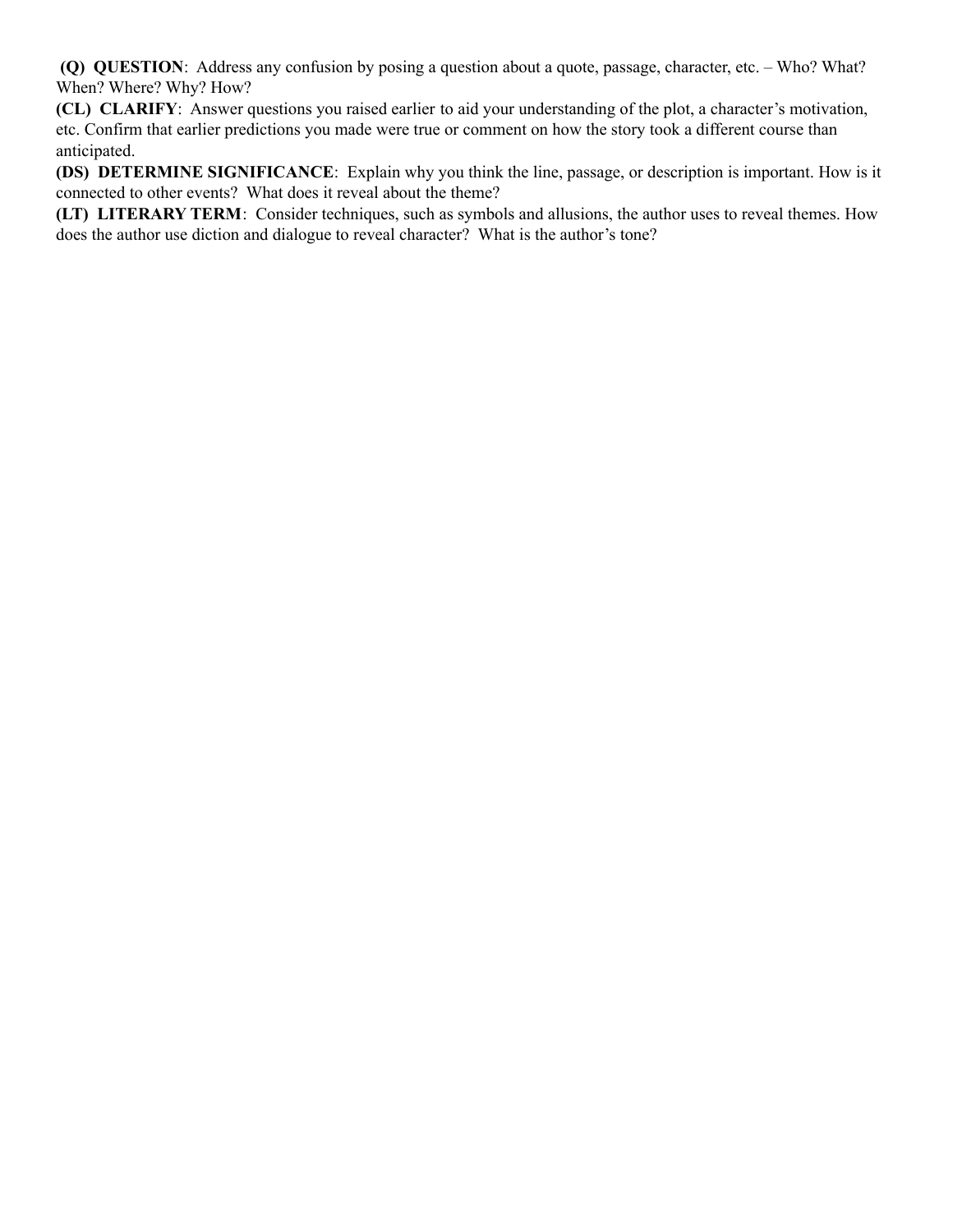**(Q) QUESTION**: Address any confusion by posing a question about a quote, passage, character, etc. – Who? What? When? Where? Why? How?

**(CL) CLARIFY**: Answer questions you raised earlier to aid your understanding of the plot, a character's motivation, etc. Confirm that earlier predictions you made were true or comment on how the story took a different course than anticipated.

**(DS) DETERMINE SIGNIFICANCE**: Explain why you think the line, passage, or description is important. How is it connected to other events? What does it reveal about the theme?

**(LT) LITERARY TERM**: Consider techniques, such as symbols and allusions, the author uses to reveal themes. How does the author use diction and dialogue to reveal character? What is the author's tone?